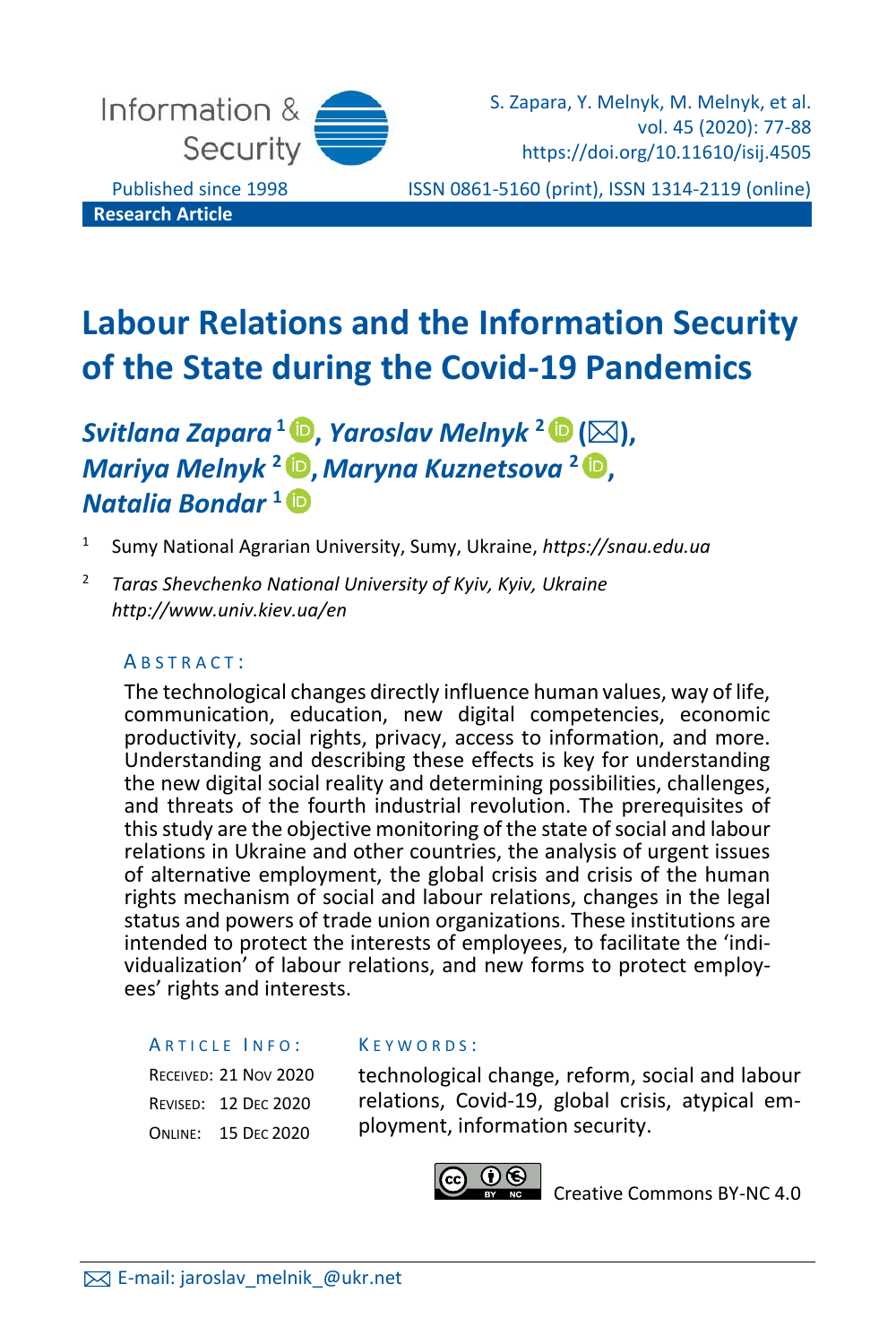Information & Security

Published since 1998

S. Zapara, Y. Melnyk, M. Melnyk, et al.
vol. 45 (2020): 77-88
https://doi.org/10.11610/isij.4505

ISSN 0861-5160 (print), ISSN 1314-2119 (online)

**Research Article**

# Labour Relations and the Information Security of the State during the Covid-19 Pandemics

***Svitlana Zapara*** [1], ***Yaroslav Melnyk*** [2] (✉), ***Mariya Melnyk*** [2], ***Maryna Kuznetsova*** [2], ***Natalia Bondar*** [1]

[1] Sumy National Agrarian University, Sumy, Ukraine, *https://snau.edu.ua*

[2] *Taras Shevchenko National University of Kyiv, Kyiv, Ukraine http://www.univ.kiev.ua/en*

## ABSTRACT:

The technological changes directly influence human values, way of life, communication, education, new digital competencies, economic productivity, social rights, privacy, access to information, and more. Understanding and describing these effects is key for understanding the new digital social reality and determining possibilities, challenges, and threats of the fourth industrial revolution. The prerequisites of this study are the objective monitoring of the state of social and labour relations in Ukraine and other countries, the analysis of urgent issues of alternative employment, the global crisis and crisis of the human rights mechanism of social and labour relations, changes in the legal status and powers of trade union organizations. These institutions are intended to protect the interests of employees, to facilitate the 'individualization' of labour relations, and new forms to protect employees' rights and interests.

**ARTICLE INFO:**

RECEIVED: 21 NOV 2020
REVISED: 12 DEC 2020
ONLINE: 15 DEC 2020

**KEYWORDS:**

technological change, reform, social and labour relations, Covid-19, global crisis, atypical employment, information security.

Creative Commons BY-NC 4.0

✉ E-mail: jaroslav_melnik_@ukr.net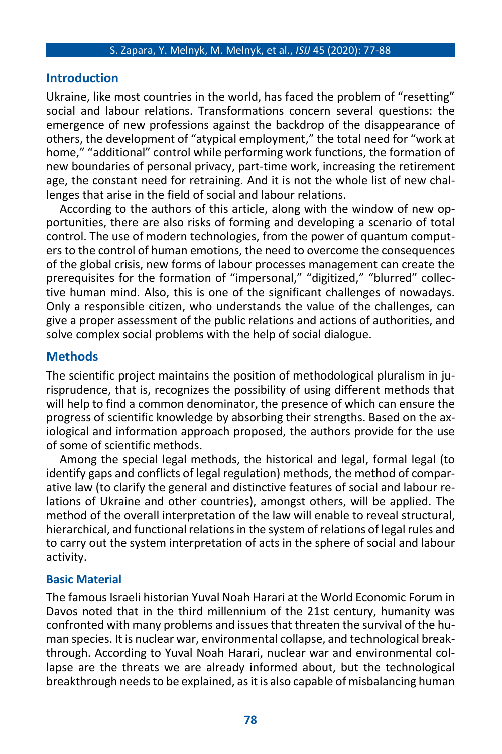## Introduction

Ukraine, like most countries in the world, has faced the problem of "resetting" social and labour relations. Transformations concern several questions: the emergence of new professions against the backdrop of the disappearance of others, the development of "atypical employment," the total need for "work at home," "additional" control while performing work functions, the formation of new boundaries of personal privacy, part-time work, increasing the retirement age, the constant need for retraining. And it is not the whole list of new challenges that arise in the field of social and labour relations.

According to the authors of this article, along with the window of new opportunities, there are also risks of forming and developing a scenario of total control. The use of modern technologies, from the power of quantum computers to the control of human emotions, the need to overcome the consequences of the global crisis, new forms of labour processes management can create the prerequisites for the formation of "impersonal," "digitized," "blurred" collective human mind. Also, this is one of the significant challenges of nowadays. Only a responsible citizen, who understands the value of the challenges, can give a proper assessment of the public relations and actions of authorities, and solve complex social problems with the help of social dialogue.

## Methods

The scientific project maintains the position of methodological pluralism in jurisprudence, that is, recognizes the possibility of using different methods that will help to find a common denominator, the presence of which can ensure the progress of scientific knowledge by absorbing their strengths. Based on the axiological and information approach proposed, the authors provide for the use of some of scientific methods.

Among the special legal methods, the historical and legal, formal legal (to identify gaps and conflicts of legal regulation) methods, the method of comparative law (to clarify the general and distinctive features of social and labour relations of Ukraine and other countries), amongst others, will be applied. The method of the overall interpretation of the law will enable to reveal structural, hierarchical, and functional relations in the system of relations of legal rules and to carry out the system interpretation of acts in the sphere of social and labour activity.

### Basic Material

The famous Israeli historian Yuval Noah Harari at the World Economic Forum in Davos noted that in the third millennium of the 21st century, humanity was confronted with many problems and issues that threaten the survival of the human species. It is nuclear war, environmental collapse, and technological breakthrough. According to Yuval Noah Harari, nuclear war and environmental collapse are the threats we are already informed about, but the technological breakthrough needs to be explained, as it is also capable of misbalancing human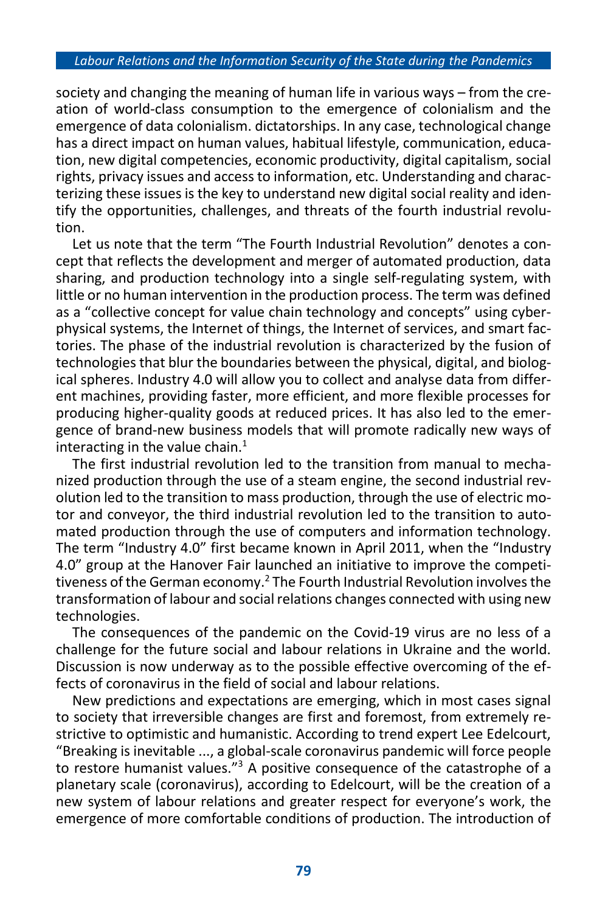society and changing the meaning of human life in various ways – from the creation of world-class consumption to the emergence of colonialism and the emergence of data colonialism. dictatorships. In any case, technological change has a direct impact on human values, habitual lifestyle, communication, education, new digital competencies, economic productivity, digital capitalism, social rights, privacy issues and access to information, etc. Understanding and characterizing these issues is the key to understand new digital social reality and identify the opportunities, challenges, and threats of the fourth industrial revolution.

Let us note that the term "The Fourth Industrial Revolution" denotes a concept that reflects the development and merger of automated production, data sharing, and production technology into a single self-regulating system, with little or no human intervention in the production process. The term was defined as a "collective concept for value chain technology and concepts" using cyber-physical systems, the Internet of things, the Internet of services, and smart factories. The phase of the industrial revolution is characterized by the fusion of technologies that blur the boundaries between the physical, digital, and biological spheres. Industry 4.0 will allow you to collect and analyse data from different machines, providing faster, more efficient, and more flexible processes for producing higher-quality goods at reduced prices. It has also led to the emergence of brand-new business models that will promote radically new ways of interacting in the value chain.[1]

The first industrial revolution led to the transition from manual to mechanized production through the use of a steam engine, the second industrial revolution led to the transition to mass production, through the use of electric motor and conveyor, the third industrial revolution led to the transition to automated production through the use of computers and information technology. The term "Industry 4.0" first became known in April 2011, when the "Industry 4.0" group at the Hanover Fair launched an initiative to improve the competitiveness of the German economy.[2] The Fourth Industrial Revolution involves the transformation of labour and social relations changes connected with using new technologies.

The consequences of the pandemic on the Covid-19 virus are no less of a challenge for the future social and labour relations in Ukraine and the world. Discussion is now underway as to the possible effective overcoming of the effects of coronavirus in the field of social and labour relations.

New predictions and expectations are emerging, which in most cases signal to society that irreversible changes are first and foremost, from extremely restrictive to optimistic and humanistic. According to trend expert Lee Edelcourt, "Breaking is inevitable ..., a global-scale coronavirus pandemic will force people to restore humanist values."[3] A positive consequence of the catastrophe of a planetary scale (coronavirus), according to Edelcourt, will be the creation of a new system of labour relations and greater respect for everyone's work, the emergence of more comfortable conditions of production. The introduction of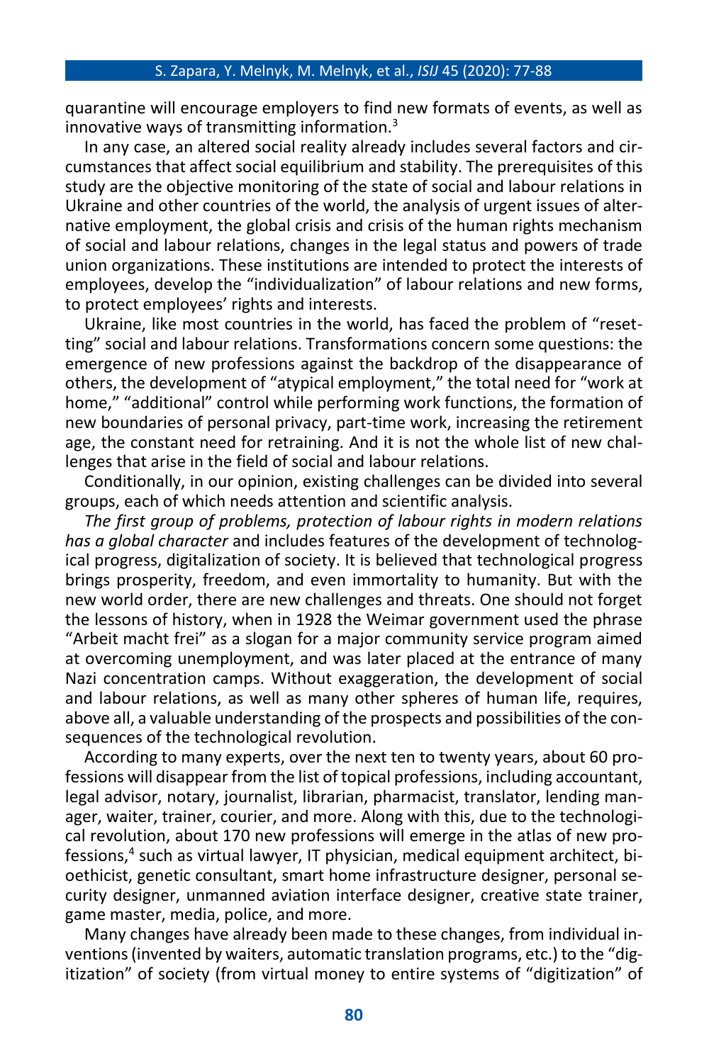quarantine will encourage employers to find new formats of events, as well as innovative ways of transmitting information.[3]

In any case, an altered social reality already includes several factors and circumstances that affect social equilibrium and stability. The prerequisites of this study are the objective monitoring of the state of social and labour relations in Ukraine and other countries of the world, the analysis of urgent issues of alternative employment, the global crisis and crisis of the human rights mechanism of social and labour relations, changes in the legal status and powers of trade union organizations. These institutions are intended to protect the interests of employees, develop the "individualization" of labour relations and new forms, to protect employees' rights and interests.

Ukraine, like most countries in the world, has faced the problem of "resetting" social and labour relations. Transformations concern some questions: the emergence of new professions against the backdrop of the disappearance of others, the development of "atypical employment," the total need for "work at home," "additional" control while performing work functions, the formation of new boundaries of personal privacy, part-time work, increasing the retirement age, the constant need for retraining. And it is not the whole list of new challenges that arise in the field of social and labour relations.

Conditionally, in our opinion, existing challenges can be divided into several groups, each of which needs attention and scientific analysis.

*The first group of problems, protection of labour rights in modern relations has a global character* and includes features of the development of technological progress, digitalization of society. It is believed that technological progress brings prosperity, freedom, and even immortality to humanity. But with the new world order, there are new challenges and threats. One should not forget the lessons of history, when in 1928 the Weimar government used the phrase "Arbeit macht frei" as a slogan for a major community service program aimed at overcoming unemployment, and was later placed at the entrance of many Nazi concentration camps. Without exaggeration, the development of social and labour relations, as well as many other spheres of human life, requires, above all, a valuable understanding of the prospects and possibilities of the consequences of the technological revolution.

According to many experts, over the next ten to twenty years, about 60 professions will disappear from the list of topical professions, including accountant, legal advisor, notary, journalist, librarian, pharmacist, translator, lending manager, waiter, trainer, courier, and more. Along with this, due to the technological revolution, about 170 new professions will emerge in the atlas of new professions,[4] such as virtual lawyer, IT physician, medical equipment architect, bioethicist, genetic consultant, smart home infrastructure designer, personal security designer, unmanned aviation interface designer, creative state trainer, game master, media, police, and more.

Many changes have already been made to these changes, from individual inventions (invented by waiters, automatic translation programs, etc.) to the "digitization" of society (from virtual money to entire systems of "digitization" of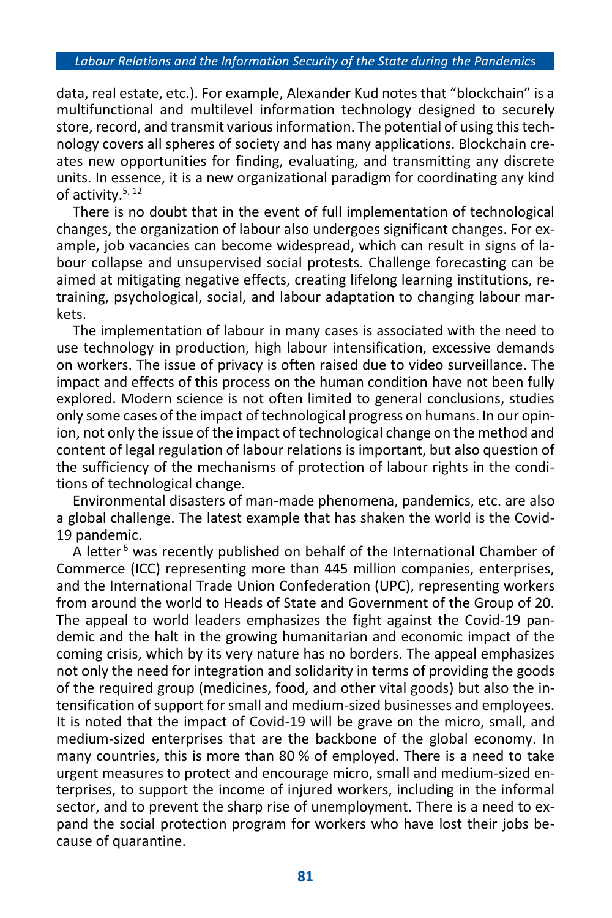data, real estate, etc.). For example, Alexander Kud notes that "blockchain" is a multifunctional and multilevel information technology designed to securely store, record, and transmit various information. The potential of using this technology covers all spheres of society and has many applications. Blockchain creates new opportunities for finding, evaluating, and transmitting any discrete units. In essence, it is a new organizational paradigm for coordinating any kind of activity.[5, 12]

There is no doubt that in the event of full implementation of technological changes, the organization of labour also undergoes significant changes. For example, job vacancies can become widespread, which can result in signs of labour collapse and unsupervised social protests. Challenge forecasting can be aimed at mitigating negative effects, creating lifelong learning institutions, retraining, psychological, social, and labour adaptation to changing labour markets.

The implementation of labour in many cases is associated with the need to use technology in production, high labour intensification, excessive demands on workers. The issue of privacy is often raised due to video surveillance. The impact and effects of this process on the human condition have not been fully explored. Modern science is not often limited to general conclusions, studies only some cases of the impact of technological progress on humans. In our opinion, not only the issue of the impact of technological change on the method and content of legal regulation of labour relations is important, but also question of the sufficiency of the mechanisms of protection of labour rights in the conditions of technological change.

Environmental disasters of man-made phenomena, pandemics, etc. are also a global challenge. The latest example that has shaken the world is the Covid-19 pandemic.

A letter[6] was recently published on behalf of the International Chamber of Commerce (ICC) representing more than 445 million companies, enterprises, and the International Trade Union Confederation (UPC), representing workers from around the world to Heads of State and Government of the Group of 20. The appeal to world leaders emphasizes the fight against the Covid-19 pandemic and the halt in the growing humanitarian and economic impact of the coming crisis, which by its very nature has no borders. The appeal emphasizes not only the need for integration and solidarity in terms of providing the goods of the required group (medicines, food, and other vital goods) but also the intensification of support for small and medium-sized businesses and employees. It is noted that the impact of Covid-19 will be grave on the micro, small, and medium-sized enterprises that are the backbone of the global economy. In many countries, this is more than 80 % of employed. There is a need to take urgent measures to protect and encourage micro, small and medium-sized enterprises, to support the income of injured workers, including in the informal sector, and to prevent the sharp rise of unemployment. There is a need to expand the social protection program for workers who have lost their jobs because of quarantine.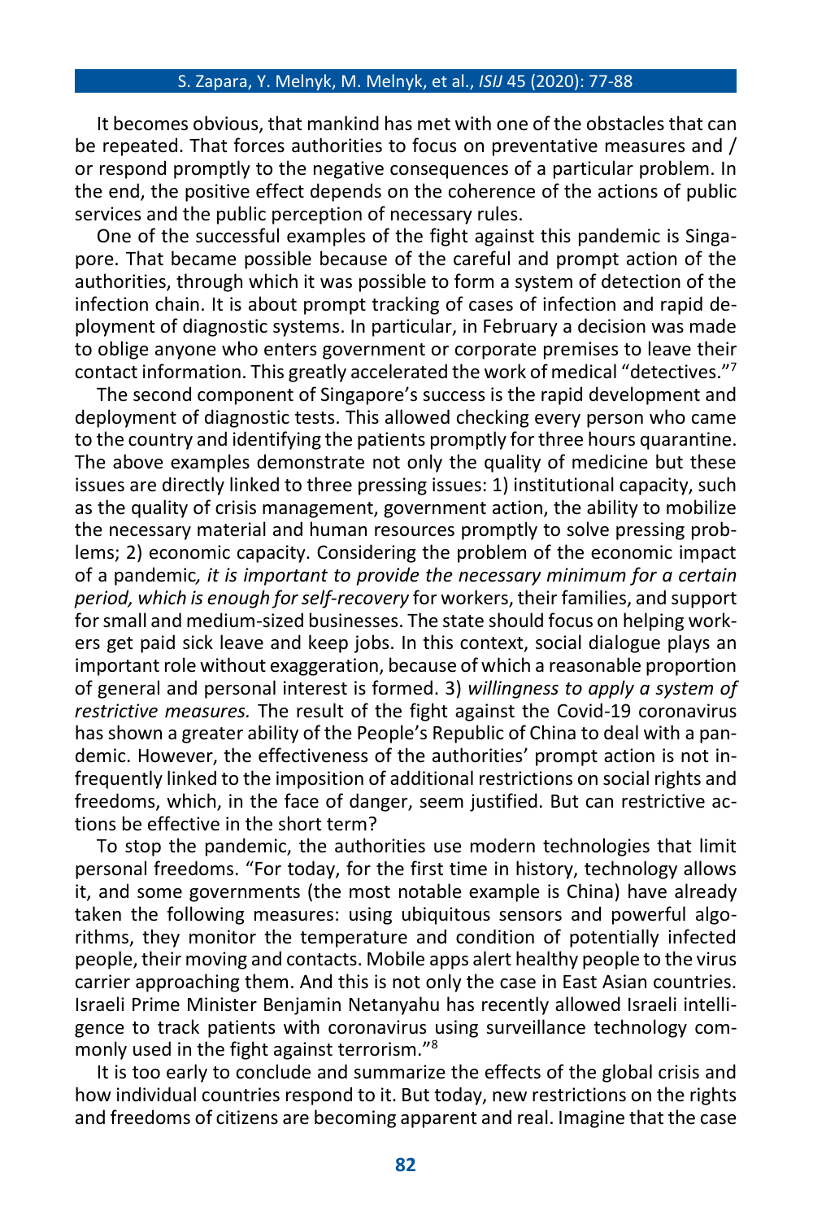It becomes obvious, that mankind has met with one of the obstacles that can be repeated. That forces authorities to focus on preventative measures and / or respond promptly to the negative consequences of a particular problem. In the end, the positive effect depends on the coherence of the actions of public services and the public perception of necessary rules.

One of the successful examples of the fight against this pandemic is Singapore. That became possible because of the careful and prompt action of the authorities, through which it was possible to form a system of detection of the infection chain. It is about prompt tracking of cases of infection and rapid deployment of diagnostic systems. In particular, in February a decision was made to oblige anyone who enters government or corporate premises to leave their contact information. This greatly accelerated the work of medical "detectives."[7]

The second component of Singapore's success is the rapid development and deployment of diagnostic tests. This allowed checking every person who came to the country and identifying the patients promptly for three hours quarantine. The above examples demonstrate not only the quality of medicine but these issues are directly linked to three pressing issues: 1) institutional capacity, such as the quality of crisis management, government action, the ability to mobilize the necessary material and human resources promptly to solve pressing problems; 2) economic capacity. Considering the problem of the economic impact of a pandemic*, it is important to provide the necessary minimum for a certain period, which is enough for self-recovery* for workers, their families, and support for small and medium-sized businesses. The state should focus on helping workers get paid sick leave and keep jobs. In this context, social dialogue plays an important role without exaggeration, because of which a reasonable proportion of general and personal interest is formed. 3) *willingness to apply a system of restrictive measures.* The result of the fight against the Covid-19 coronavirus has shown a greater ability of the People's Republic of China to deal with a pandemic. However, the effectiveness of the authorities' prompt action is not infrequently linked to the imposition of additional restrictions on social rights and freedoms, which, in the face of danger, seem justified. But can restrictive actions be effective in the short term?

To stop the pandemic, the authorities use modern technologies that limit personal freedoms. "For today, for the first time in history, technology allows it, and some governments (the most notable example is China) have already taken the following measures: using ubiquitous sensors and powerful algorithms, they monitor the temperature and condition of potentially infected people, their moving and contacts. Mobile apps alert healthy people to the virus carrier approaching them. And this is not only the case in East Asian countries. Israeli Prime Minister Benjamin Netanyahu has recently allowed Israeli intelligence to track patients with coronavirus using surveillance technology commonly used in the fight against terrorism."[8]

It is too early to conclude and summarize the effects of the global crisis and how individual countries respond to it. But today, new restrictions on the rights and freedoms of citizens are becoming apparent and real. Imagine that the case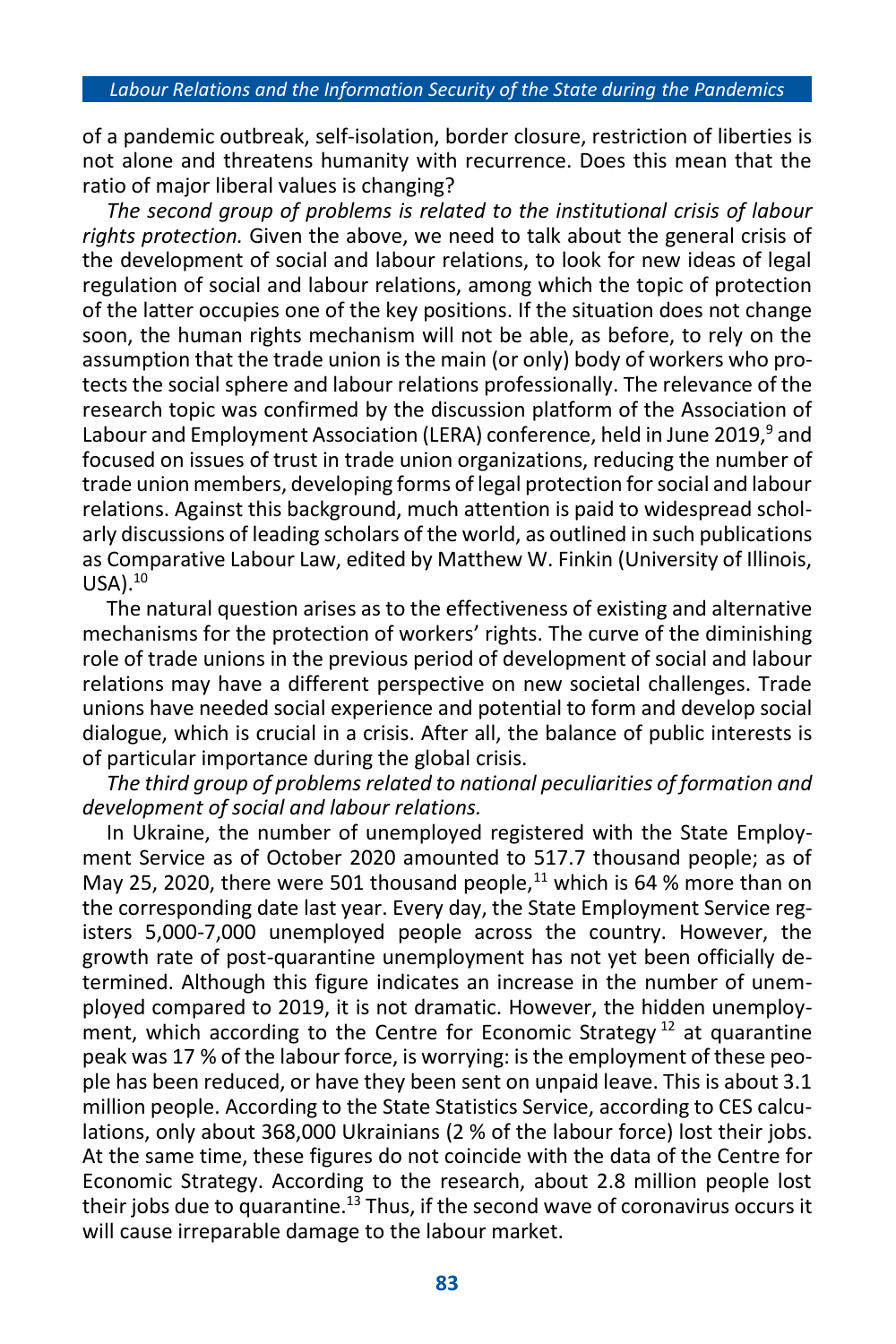of a pandemic outbreak, self-isolation, border closure, restriction of liberties is not alone and threatens humanity with recurrence. Does this mean that the ratio of major liberal values is changing?

*The second group of problems is related to the institutional crisis of labour rights protection.* Given the above, we need to talk about the general crisis of the development of social and labour relations, to look for new ideas of legal regulation of social and labour relations, among which the topic of protection of the latter occupies one of the key positions. If the situation does not change soon, the human rights mechanism will not be able, as before, to rely on the assumption that the trade union is the main (or only) body of workers who protects the social sphere and labour relations professionally. The relevance of the research topic was confirmed by the discussion platform of the Association of Labour and Employment Association (LERA) conference, held in June 2019,[9] and focused on issues of trust in trade union organizations, reducing the number of trade union members, developing forms of legal protection for social and labour relations. Against this background, much attention is paid to widespread scholarly discussions of leading scholars of the world, as outlined in such publications as Comparative Labour Law, edited by Matthew W. Finkin (University of Illinois, USA).[10]

The natural question arises as to the effectiveness of existing and alternative mechanisms for the protection of workers' rights. The curve of the diminishing role of trade unions in the previous period of development of social and labour relations may have a different perspective on new societal challenges. Trade unions have needed social experience and potential to form and develop social dialogue, which is crucial in a crisis. After all, the balance of public interests is of particular importance during the global crisis.

*The third group of problems related to national peculiarities of formation and development of social and labour relations.*

In Ukraine, the number of unemployed registered with the State Employment Service as of October 2020 amounted to 517.7 thousand people; as of May 25, 2020, there were 501 thousand people,[11] which is 64 % more than on the corresponding date last year. Every day, the State Employment Service registers 5,000-7,000 unemployed people across the country. However, the growth rate of post-quarantine unemployment has not yet been officially determined. Although this figure indicates an increase in the number of unemployed compared to 2019, it is not dramatic. However, the hidden unemployment, which according to the Centre for Economic Strategy[12] at quarantine peak was 17 % of the labour force, is worrying: is the employment of these people has been reduced, or have they been sent on unpaid leave. This is about 3.1 million people. According to the State Statistics Service, according to CES calculations, only about 368,000 Ukrainians (2 % of the labour force) lost their jobs. At the same time, these figures do not coincide with the data of the Centre for Economic Strategy. According to the research, about 2.8 million people lost their jobs due to quarantine.[13] Thus, if the second wave of coronavirus occurs it will cause irreparable damage to the labour market.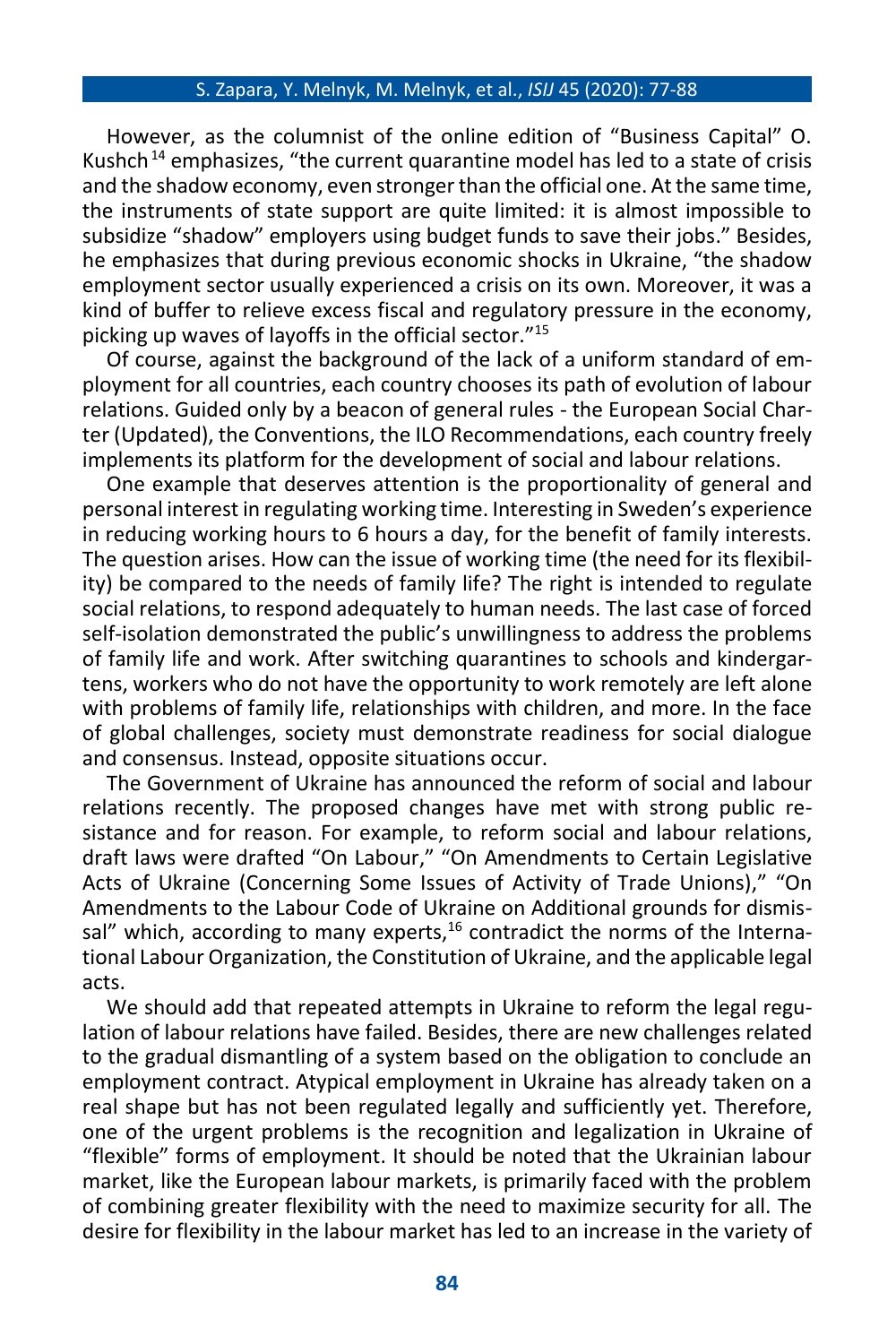However, as the columnist of the online edition of "Business Capital" O. Kushch[14] emphasizes, "the current quarantine model has led to a state of crisis and the shadow economy, even stronger than the official one. At the same time, the instruments of state support are quite limited: it is almost impossible to subsidize "shadow" employers using budget funds to save their jobs." Besides, he emphasizes that during previous economic shocks in Ukraine, "the shadow employment sector usually experienced a crisis on its own. Moreover, it was a kind of buffer to relieve excess fiscal and regulatory pressure in the economy, picking up waves of layoffs in the official sector."[15]

Of course, against the background of the lack of a uniform standard of employment for all countries, each country chooses its path of evolution of labour relations. Guided only by a beacon of general rules - the European Social Charter (Updated), the Conventions, the ILO Recommendations, each country freely implements its platform for the development of social and labour relations.

One example that deserves attention is the proportionality of general and personal interest in regulating working time. Interesting in Sweden's experience in reducing working hours to 6 hours a day, for the benefit of family interests. The question arises. How can the issue of working time (the need for its flexibility) be compared to the needs of family life? The right is intended to regulate social relations, to respond adequately to human needs. The last case of forced self-isolation demonstrated the public's unwillingness to address the problems of family life and work. After switching quarantines to schools and kindergartens, workers who do not have the opportunity to work remotely are left alone with problems of family life, relationships with children, and more. In the face of global challenges, society must demonstrate readiness for social dialogue and consensus. Instead, opposite situations occur.

The Government of Ukraine has announced the reform of social and labour relations recently. The proposed changes have met with strong public resistance and for reason. For example, to reform social and labour relations, draft laws were drafted "On Labour," "On Amendments to Certain Legislative Acts of Ukraine (Concerning Some Issues of Activity of Trade Unions)," "On Amendments to the Labour Code of Ukraine on Additional grounds for dismissal" which, according to many experts,[16] contradict the norms of the International Labour Organization, the Constitution of Ukraine, and the applicable legal acts.

We should add that repeated attempts in Ukraine to reform the legal regulation of labour relations have failed. Besides, there are new challenges related to the gradual dismantling of a system based on the obligation to conclude an employment contract. Atypical employment in Ukraine has already taken on a real shape but has not been regulated legally and sufficiently yet. Therefore, one of the urgent problems is the recognition and legalization in Ukraine of "flexible" forms of employment. It should be noted that the Ukrainian labour market, like the European labour markets, is primarily faced with the problem of combining greater flexibility with the need to maximize security for all. The desire for flexibility in the labour market has led to an increase in the variety of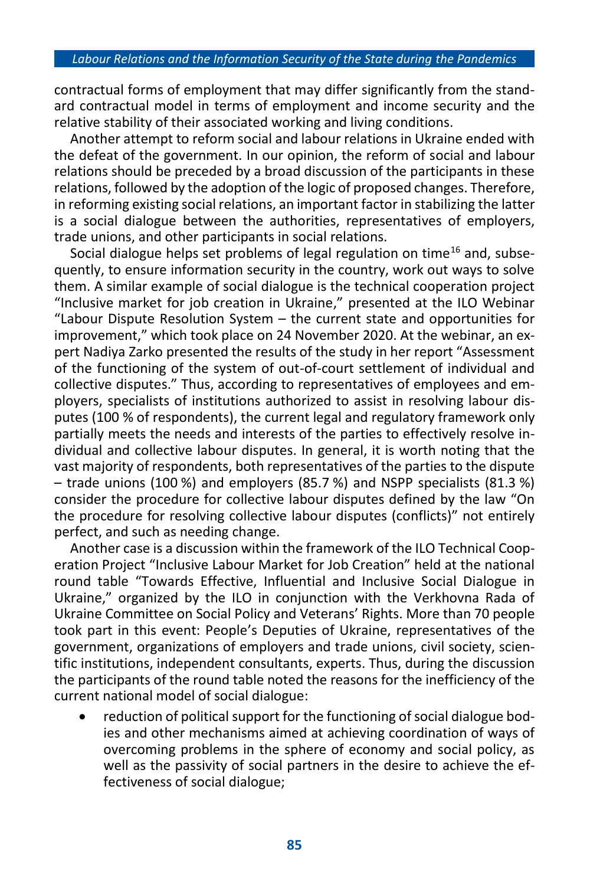contractual forms of employment that may differ significantly from the standard contractual model in terms of employment and income security and the relative stability of their associated working and living conditions.

Another attempt to reform social and labour relations in Ukraine ended with the defeat of the government. In our opinion, the reform of social and labour relations should be preceded by a broad discussion of the participants in these relations, followed by the adoption of the logic of proposed changes. Therefore, in reforming existing social relations, an important factor in stabilizing the latter is a social dialogue between the authorities, representatives of employers, trade unions, and other participants in social relations.

Social dialogue helps set problems of legal regulation on time[16] and, subsequently, to ensure information security in the country, work out ways to solve them. A similar example of social dialogue is the technical cooperation project "Inclusive market for job creation in Ukraine," presented at the ILO Webinar "Labour Dispute Resolution System – the current state and opportunities for improvement," which took place on 24 November 2020. At the webinar, an expert Nadiya Zarko presented the results of the study in her report "Assessment of the functioning of the system of out-of-court settlement of individual and collective disputes." Thus, according to representatives of employees and employers, specialists of institutions authorized to assist in resolving labour disputes (100 % of respondents), the current legal and regulatory framework only partially meets the needs and interests of the parties to effectively resolve individual and collective labour disputes. In general, it is worth noting that the vast majority of respondents, both representatives of the parties to the dispute – trade unions (100 %) and employers (85.7 %) and NSPP specialists (81.3 %) consider the procedure for collective labour disputes defined by the law "On the procedure for resolving collective labour disputes (conflicts)" not entirely perfect, and such as needing change.

Another case is a discussion within the framework of the ILO Technical Cooperation Project "Inclusive Labour Market for Job Creation" held at the national round table "Towards Effective, Influential and Inclusive Social Dialogue in Ukraine," organized by the ILO in conjunction with the Verkhovna Rada of Ukraine Committee on Social Policy and Veterans' Rights. More than 70 people took part in this event: People's Deputies of Ukraine, representatives of the government, organizations of employers and trade unions, civil society, scientific institutions, independent consultants, experts. Thus, during the discussion the participants of the round table noted the reasons for the inefficiency of the current national model of social dialogue:

- reduction of political support for the functioning of social dialogue bodies and other mechanisms aimed at achieving coordination of ways of overcoming problems in the sphere of economy and social policy, as well as the passivity of social partners in the desire to achieve the effectiveness of social dialogue;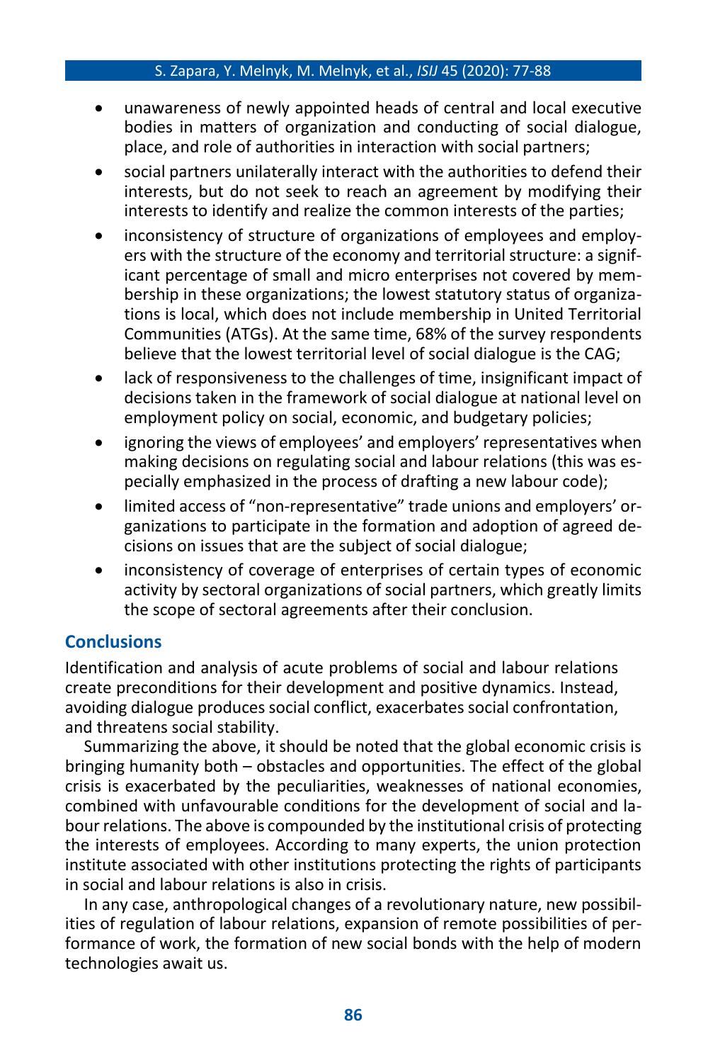- unawareness of newly appointed heads of central and local executive bodies in matters of organization and conducting of social dialogue, place, and role of authorities in interaction with social partners;
- social partners unilaterally interact with the authorities to defend their interests, but do not seek to reach an agreement by modifying their interests to identify and realize the common interests of the parties;
- inconsistency of structure of organizations of employees and employers with the structure of the economy and territorial structure: a significant percentage of small and micro enterprises not covered by membership in these organizations; the lowest statutory status of organizations is local, which does not include membership in United Territorial Communities (ATGs). At the same time, 68% of the survey respondents believe that the lowest territorial level of social dialogue is the CAG;
- lack of responsiveness to the challenges of time, insignificant impact of decisions taken in the framework of social dialogue at national level on employment policy on social, economic, and budgetary policies;
- ignoring the views of employees' and employers' representatives when making decisions on regulating social and labour relations (this was especially emphasized in the process of drafting a new labour code);
- limited access of "non-representative" trade unions and employers' organizations to participate in the formation and adoption of agreed decisions on issues that are the subject of social dialogue;
- inconsistency of coverage of enterprises of certain types of economic activity by sectoral organizations of social partners, which greatly limits the scope of sectoral agreements after their conclusion.

## Conclusions

Identification and analysis of acute problems of social and labour relations create preconditions for their development and positive dynamics. Instead, avoiding dialogue produces social conflict, exacerbates social confrontation, and threatens social stability.

Summarizing the above, it should be noted that the global economic crisis is bringing humanity both – obstacles and opportunities. The effect of the global crisis is exacerbated by the peculiarities, weaknesses of national economies, combined with unfavourable conditions for the development of social and labour relations. The above is compounded by the institutional crisis of protecting the interests of employees. According to many experts, the union protection institute associated with other institutions protecting the rights of participants in social and labour relations is also in crisis.

In any case, anthropological changes of a revolutionary nature, new possibilities of regulation of labour relations, expansion of remote possibilities of performance of work, the formation of new social bonds with the help of modern technologies await us.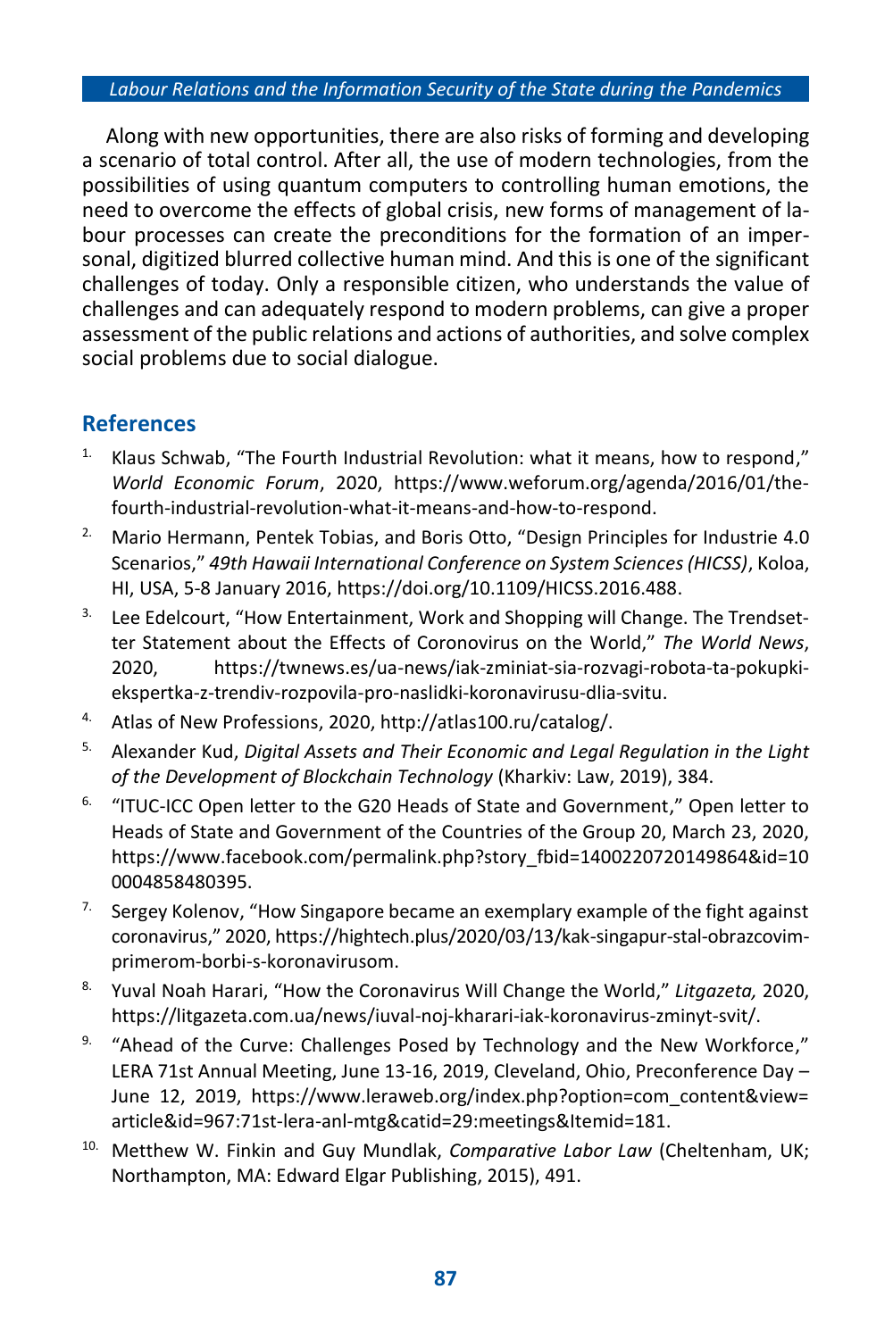Along with new opportunities, there are also risks of forming and developing a scenario of total control. After all, the use of modern technologies, from the possibilities of using quantum computers to controlling human emotions, the need to overcome the effects of global crisis, new forms of management of labour processes can create the preconditions for the formation of an impersonal, digitized blurred collective human mind. And this is one of the significant challenges of today. Only a responsible citizen, who understands the value of challenges and can adequately respond to modern problems, can give a proper assessment of the public relations and actions of authorities, and solve complex social problems due to social dialogue.

## References

1. Klaus Schwab, "The Fourth Industrial Revolution: what it means, how to respond," *World Economic Forum*, 2020, https://www.weforum.org/agenda/2016/01/the-fourth-industrial-revolution-what-it-means-and-how-to-respond.
2. Mario Hermann, Pentek Tobias, and Boris Otto, "Design Principles for Industrie 4.0 Scenarios," *49th Hawaii International Conference on System Sciences (HICSS)*, Koloa, HI, USA, 5-8 January 2016, https://doi.org/10.1109/HICSS.2016.488.
3. Lee Edelcourt, "How Entertainment, Work and Shopping will Change. The Trendsetter Statement about the Effects of Coronovirus on the World," *The World News*, 2020, https://twnews.es/ua-news/iak-zminiat-sia-rozvagi-robota-ta-pokupki-ekspertka-z-trendiv-rozpovila-pro-naslidki-koronavirusu-dlia-svitu.
4. Atlas of New Professions, 2020, http://atlas100.ru/catalog/.
5. Alexander Kud, *Digital Assets and Their Economic and Legal Regulation in the Light of the Development of Blockchain Technology* (Kharkiv: Law, 2019), 384.
6. "ITUC-ICC Open letter to the G20 Heads of State and Government," Open letter to Heads of State and Government of the Countries of the Group 20, March 23, 2020, https://www.facebook.com/permalink.php?story_fbid=1400220720149864&id=100004858480395.
7. Sergey Kolenov, "How Singapore became an exemplary example of the fight against coronavirus," 2020, https://hightech.plus/2020/03/13/kak-singapur-stal-obrazcovim-primerom-borbi-s-koronavirusom.
8. Yuval Noah Harari, "How the Coronavirus Will Change the World," *Litgazeta,* 2020, https://litgazeta.com.ua/news/iuval-noj-kharari-iak-koronavirus-zminyt-svit/.
9. "Ahead of the Curve: Challenges Posed by Technology and the New Workforce," LERA 71st Annual Meeting, June 13-16, 2019, Cleveland, Ohio, Preconference Day – June 12, 2019, https://www.leraweb.org/index.php?option=com_content&view=article&id=967:71st-lera-anl-mtg&catid=29:meetings&Itemid=181.
10. Metthew W. Finkin and Guy Mundlak, *Comparative Labor Law* (Cheltenham, UK; Northampton, MA: Edward Elgar Publishing, 2015), 491.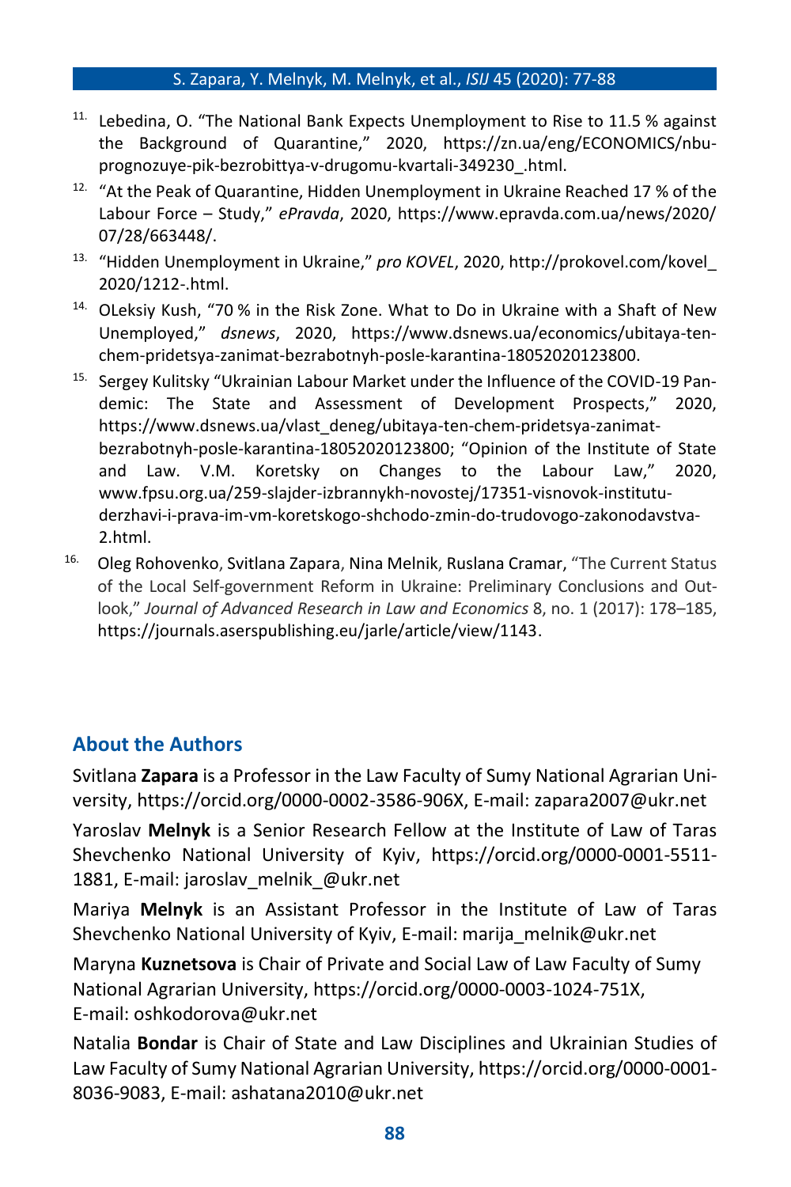11. Lebedina, O. "The National Bank Expects Unemployment to Rise to 11.5 % against the Background of Quarantine," 2020, https://zn.ua/eng/ECONOMICS/nbu-prognozuye-pik-bezrobittya-v-drugomu-kvartali-349230_.html.
12. "At the Peak of Quarantine, Hidden Unemployment in Ukraine Reached 17 % of the Labour Force – Study," *ePravda*, 2020, https://www.epravda.com.ua/news/2020/07/28/663448/.
13. "Hidden Unemployment in Ukraine," *pro KOVEL*, 2020, http://prokovel.com/kovel_2020/1212-.html.
14. OLeksiy Kush, "70 % in the Risk Zone. What to Do in Ukraine with a Shaft of New Unemployed," *dsnews*, 2020, https://www.dsnews.ua/economics/ubitaya-ten-chem-pridetsya-zanimat-bezrabotnyh-posle-karantina-18052020123800.
15. Sergey Kulitsky "Ukrainian Labour Market under the Influence of the COVID-19 Pandemic: The State and Assessment of Development Prospects," 2020, https://www.dsnews.ua/vlast_deneg/ubitaya-ten-chem-pridetsya-zanimat-bezrabotnyh-posle-karantina-18052020123800; "Opinion of the Institute of State and Law. V.M. Koretsky on Changes to the Labour Law," 2020, www.fpsu.org.ua/259-slajder-izbrannykh-novostej/17351-visnovok-institutu-derzhavi-i-prava-im-vm-koretskogo-shchodo-zmin-do-trudovogo-zakonodavstva-2.html.
16. Oleg Rohovenko, Svitlana Zapara, Nina Melnik, Ruslana Cramar, "The Current Status of the Local Self-government Reform in Ukraine: Preliminary Conclusions and Outlook," *Journal of Advanced Research in Law and Economics* 8, no. 1 (2017): 178–185, https://journals.aserspublishing.eu/jarle/article/view/1143.

## About the Authors

Svitlana **Zapara** is a Professor in the Law Faculty of Sumy National Agrarian University, https://orcid.org/0000-0002-3586-906X, E-mail: zapara2007@ukr.net

Yaroslav **Melnyk** is a Senior Research Fellow at the Institute of Law of Taras Shevchenko National University of Kyiv, https://orcid.org/0000-0001-5511-1881, E-mail: jaroslav_melnik_@ukr.net

Mariya **Melnyk** is an Assistant Professor in the Institute of Law of Taras Shevchenko National University of Kyiv, E-mail: marija_melnik@ukr.net

Maryna **Kuznetsova** is Chair of Private and Social Law of Law Faculty of Sumy National Agrarian University, https://orcid.org/0000-0003-1024-751X, E-mail: oshkodorova@ukr.net

Natalia **Bondar** is Chair of State and Law Disciplines and Ukrainian Studies of Law Faculty of Sumy National Agrarian University, https://orcid.org/0000-0001-8036-9083, E-mail: ashatana2010@ukr.net